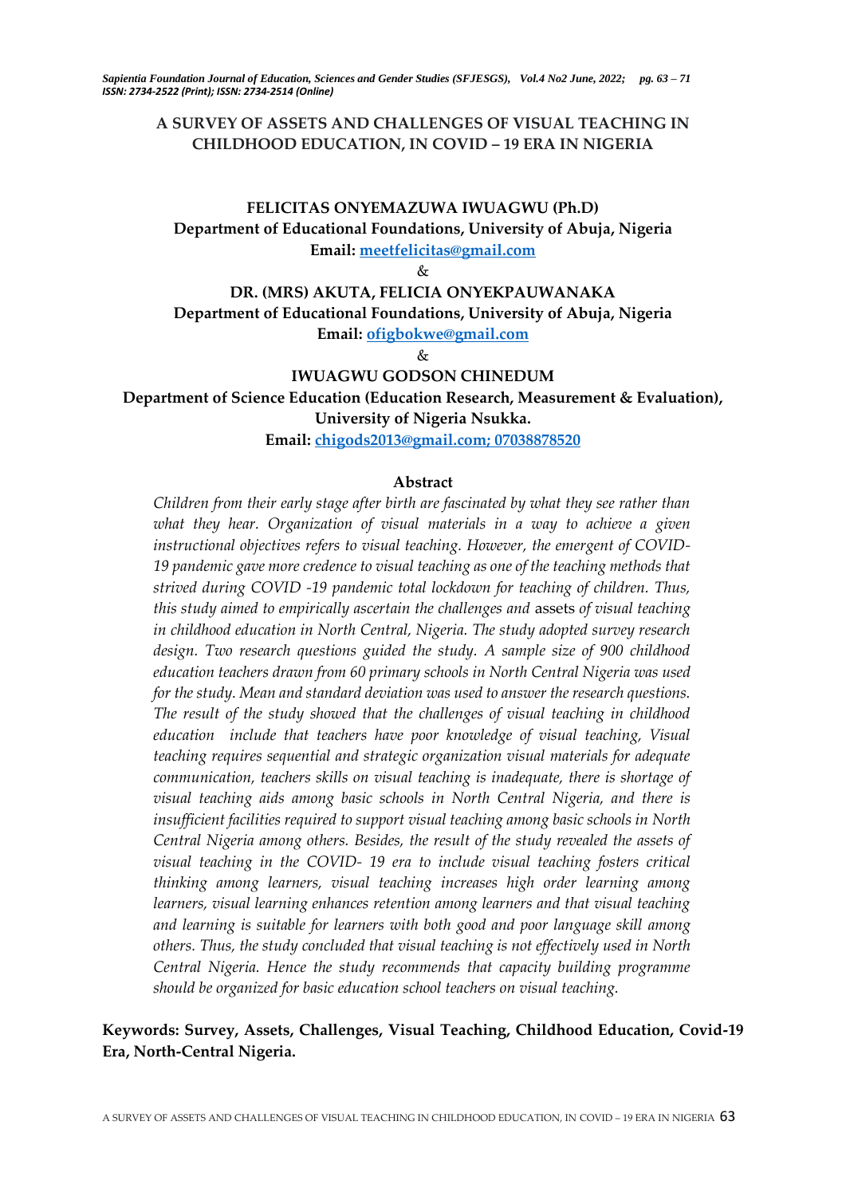# A SURVEY OF ASSETS AND CHALLENGES OF VISUAL TEACHING IN CHILDHOOD EDUCATION, IN COVID – 19 ERA IN NIGERIA

**FELICITAS ONYEMAZUWA IWUAGWU (Ph.D)**
**Department of Educational Foundations, University of Abuja, Nigeria**
**Email: meetfelicitas@gmail.com**

&

**DR. (MRS) AKUTA, FELICIA ONYEKPAUWANAKA**
**Department of Educational Foundations, University of Abuja, Nigeria**
**Email: ofigbokwe@gmail.com**

&

**IWUAGWU GODSON CHINEDUM**
**Department of Science Education (Education Research, Measurement & Evaluation), University of Nigeria Nsukka.**
**Email: chigods2013@gmail.com; 07038878520**

## Abstract

*Children from their early stage after birth are fascinated by what they see rather than what they hear. Organization of visual materials in a way to achieve a given instructional objectives refers to visual teaching. However, the emergent of COVID-19 pandemic gave more credence to visual teaching as one of the teaching methods that strived during COVID -19 pandemic total lockdown for teaching of children. Thus, this study aimed to empirically ascertain the challenges and* assets *of visual teaching in childhood education in North Central, Nigeria. The study adopted survey research design. Two research questions guided the study. A sample size of 900 childhood education teachers drawn from 60 primary schools in North Central Nigeria was used for the study. Mean and standard deviation was used to answer the research questions. The result of the study showed that the challenges of visual teaching in childhood education include that teachers have poor knowledge of visual teaching, Visual teaching requires sequential and strategic organization visual materials for adequate communication, teachers skills on visual teaching is inadequate, there is shortage of visual teaching aids among basic schools in North Central Nigeria, and there is insufficient facilities required to support visual teaching among basic schools in North Central Nigeria among others. Besides, the result of the study revealed the assets of visual teaching in the COVID- 19 era to include visual teaching fosters critical thinking among learners, visual teaching increases high order learning among learners, visual learning enhances retention among learners and that visual teaching and learning is suitable for learners with both good and poor language skill among others. Thus, the study concluded that visual teaching is not effectively used in North Central Nigeria. Hence the study recommends that capacity building programme should be organized for basic education school teachers on visual teaching.*

**Keywords: Survey, Assets, Challenges, Visual Teaching, Childhood Education, Covid-19 Era, North-Central Nigeria.**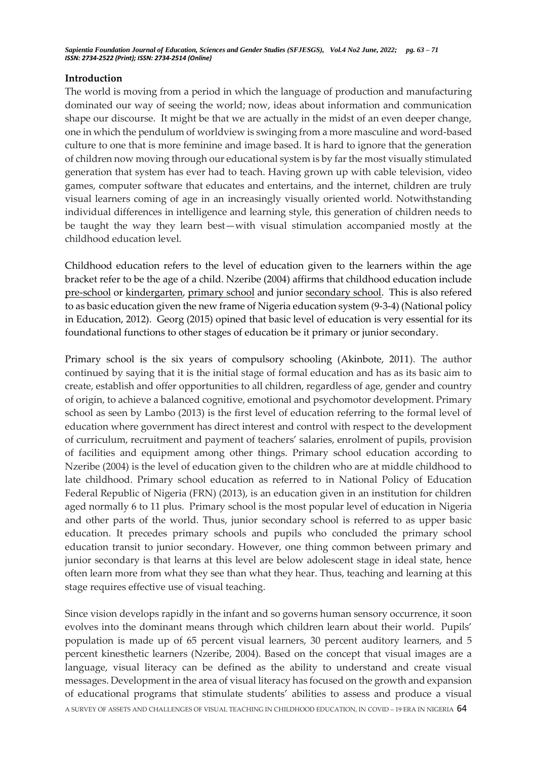## Introduction

The world is moving from a period in which the language of production and manufacturing dominated our way of seeing the world; now, ideas about information and communication shape our discourse. It might be that we are actually in the midst of an even deeper change, one in which the pendulum of worldview is swinging from a more masculine and word-based culture to one that is more feminine and image based. It is hard to ignore that the generation of children now moving through our educational system is by far the most visually stimulated generation that system has ever had to teach. Having grown up with cable television, video games, computer software that educates and entertains, and the internet, children are truly visual learners coming of age in an increasingly visually oriented world. Notwithstanding individual differences in intelligence and learning style, this generation of children needs to be taught the way they learn best—with visual stimulation accompanied mostly at the childhood education level.

Childhood education refers to the level of education given to the learners within the age bracket refer to be the age of a child. Nzeribe (2004) affirms that childhood education include pre-school or kindergarten, primary school and junior secondary school. This is also refered to as basic education given the new frame of Nigeria education system (9-3-4) (National policy in Education, 2012). Georg (2015) opined that basic level of education is very essential for its foundational functions to other stages of education be it primary or junior secondary.

Primary school is the six years of compulsory schooling (Akinbote, 2011). The author continued by saying that it is the initial stage of formal education and has as its basic aim to create, establish and offer opportunities to all children, regardless of age, gender and country of origin, to achieve a balanced cognitive, emotional and psychomotor development. Primary school as seen by Lambo (2013) is the first level of education referring to the formal level of education where government has direct interest and control with respect to the development of curriculum, recruitment and payment of teachers' salaries, enrolment of pupils, provision of facilities and equipment among other things. Primary school education according to Nzeribe (2004) is the level of education given to the children who are at middle childhood to late childhood. Primary school education as referred to in National Policy of Education Federal Republic of Nigeria (FRN) (2013), is an education given in an institution for children aged normally 6 to 11 plus. Primary school is the most popular level of education in Nigeria and other parts of the world. Thus, junior secondary school is referred to as upper basic education. It precedes primary schools and pupils who concluded the primary school education transit to junior secondary. However, one thing common between primary and junior secondary is that learns at this level are below adolescent stage in ideal state, hence often learn more from what they see than what they hear. Thus, teaching and learning at this stage requires effective use of visual teaching.

Since vision develops rapidly in the infant and so governs human sensory occurrence, it soon evolves into the dominant means through which children learn about their world. Pupils' population is made up of 65 percent visual learners, 30 percent auditory learners, and 5 percent kinesthetic learners (Nzeribe, 2004). Based on the concept that visual images are a language, visual literacy can be defined as the ability to understand and create visual messages. Development in the area of visual literacy has focused on the growth and expansion of educational programs that stimulate students' abilities to assess and produce a visual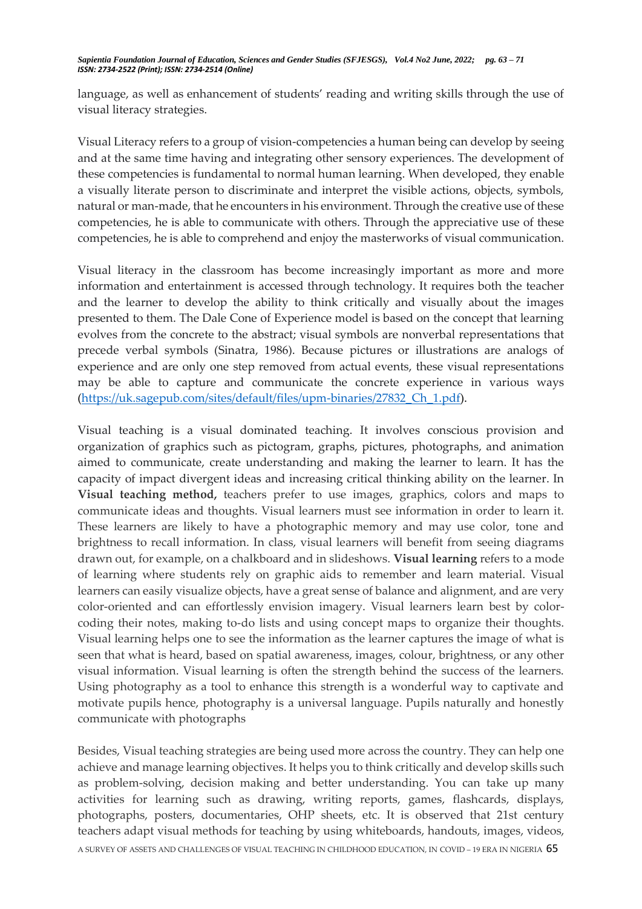language, as well as enhancement of students' reading and writing skills through the use of visual literacy strategies.

Visual Literacy refers to a group of vision-competencies a human being can develop by seeing and at the same time having and integrating other sensory experiences. The development of these competencies is fundamental to normal human learning. When developed, they enable a visually literate person to discriminate and interpret the visible actions, objects, symbols, natural or man-made, that he encounters in his environment. Through the creative use of these competencies, he is able to communicate with others. Through the appreciative use of these competencies, he is able to comprehend and enjoy the masterworks of visual communication.

Visual literacy in the classroom has become increasingly important as more and more information and entertainment is accessed through technology. It requires both the teacher and the learner to develop the ability to think critically and visually about the images presented to them. The Dale Cone of Experience model is based on the concept that learning evolves from the concrete to the abstract; visual symbols are nonverbal representations that precede verbal symbols (Sinatra, 1986). Because pictures or illustrations are analogs of experience and are only one step removed from actual events, these visual representations may be able to capture and communicate the concrete experience in various ways (https://uk.sagepub.com/sites/default/files/upm-binaries/27832_Ch_1.pdf).

Visual teaching is a visual dominated teaching. It involves conscious provision and organization of graphics such as pictogram, graphs, pictures, photographs, and animation aimed to communicate, create understanding and making the learner to learn. It has the capacity of impact divergent ideas and increasing critical thinking ability on the learner. In **Visual teaching method,** teachers prefer to use images, graphics, colors and maps to communicate ideas and thoughts. Visual learners must see information in order to learn it. These learners are likely to have a photographic memory and may use color, tone and brightness to recall information. In class, visual learners will benefit from seeing diagrams drawn out, for example, on a chalkboard and in slideshows. **Visual learning** refers to a mode of learning where students rely on graphic aids to remember and learn material. Visual learners can easily visualize objects, have a great sense of balance and alignment, and are very color-oriented and can effortlessly envision imagery. Visual learners learn best by color-coding their notes, making to-do lists and using concept maps to organize their thoughts. Visual learning helps one to see the information as the learner captures the image of what is seen that what is heard, based on spatial awareness, images, colour, brightness, or any other visual information. Visual learning is often the strength behind the success of the learners. Using photography as a tool to enhance this strength is a wonderful way to captivate and motivate pupils hence, photography is a universal language. Pupils naturally and honestly communicate with photographs

Besides, Visual teaching strategies are being used more across the country. They can help one achieve and manage learning objectives. It helps you to think critically and develop skills such as problem-solving, decision making and better understanding. You can take up many activities for learning such as drawing, writing reports, games, flashcards, displays, photographs, posters, documentaries, OHP sheets, etc. It is observed that 21st century teachers adapt visual methods for teaching by using whiteboards, handouts, images, videos,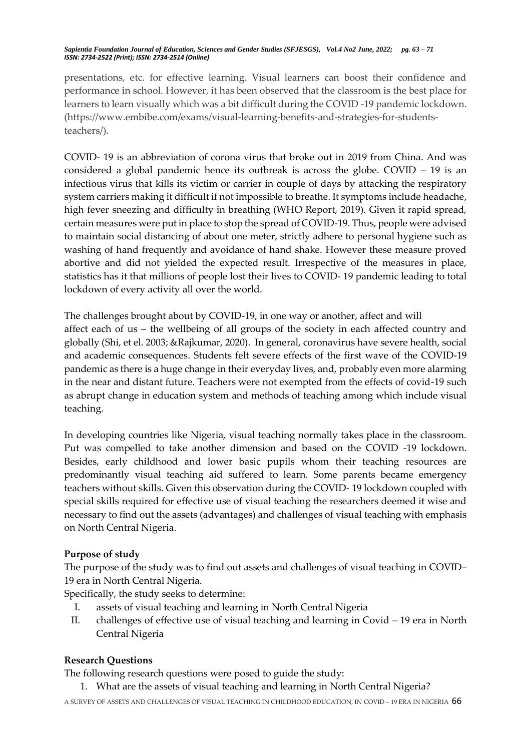presentations, etc. for effective learning. Visual learners can boost their confidence and performance in school. However, it has been observed that the classroom is the best place for learners to learn visually which was a bit difficult during the COVID -19 pandemic lockdown. (https://www.embibe.com/exams/visual-learning-benefits-and-strategies-for-students-teachers/).

COVID- 19 is an abbreviation of corona virus that broke out in 2019 from China. And was considered a global pandemic hence its outbreak is across the globe. COVID – 19 is an infectious virus that kills its victim or carrier in couple of days by attacking the respiratory system carriers making it difficult if not impossible to breathe. It symptoms include headache, high fever sneezing and difficulty in breathing (WHO Report, 2019). Given it rapid spread, certain measures were put in place to stop the spread of COVID-19. Thus, people were advised to maintain social distancing of about one meter, strictly adhere to personal hygiene such as washing of hand frequently and avoidance of hand shake. However these measure proved abortive and did not yielded the expected result. Irrespective of the measures in place, statistics has it that millions of people lost their lives to COVID- 19 pandemic leading to total lockdown of every activity all over the world.

The challenges brought about by COVID-19, in one way or another, affect and will affect each of us – the wellbeing of all groups of the society in each affected country and globally (Shi, et el. 2003; &Rajkumar, 2020). In general, coronavirus have severe health, social and academic consequences. Students felt severe effects of the first wave of the COVID-19 pandemic as there is a huge change in their everyday lives, and, probably even more alarming in the near and distant future. Teachers were not exempted from the effects of covid-19 such as abrupt change in education system and methods of teaching among which include visual teaching.

In developing countries like Nigeria, visual teaching normally takes place in the classroom. Put was compelled to take another dimension and based on the COVID -19 lockdown. Besides, early childhood and lower basic pupils whom their teaching resources are predominantly visual teaching aid suffered to learn. Some parents became emergency teachers without skills. Given this observation during the COVID- 19 lockdown coupled with special skills required for effective use of visual teaching the researchers deemed it wise and necessary to find out the assets (advantages) and challenges of visual teaching with emphasis on North Central Nigeria.

**Purpose of study**

The purpose of the study was to find out assets and challenges of visual teaching in COVID– 19 era in North Central Nigeria.

Specifically, the study seeks to determine:

I. assets of visual teaching and learning in North Central Nigeria
II. challenges of effective use of visual teaching and learning in Covid – 19 era in North Central Nigeria

**Research Questions**

The following research questions were posed to guide the study:

1. What are the assets of visual teaching and learning in North Central Nigeria?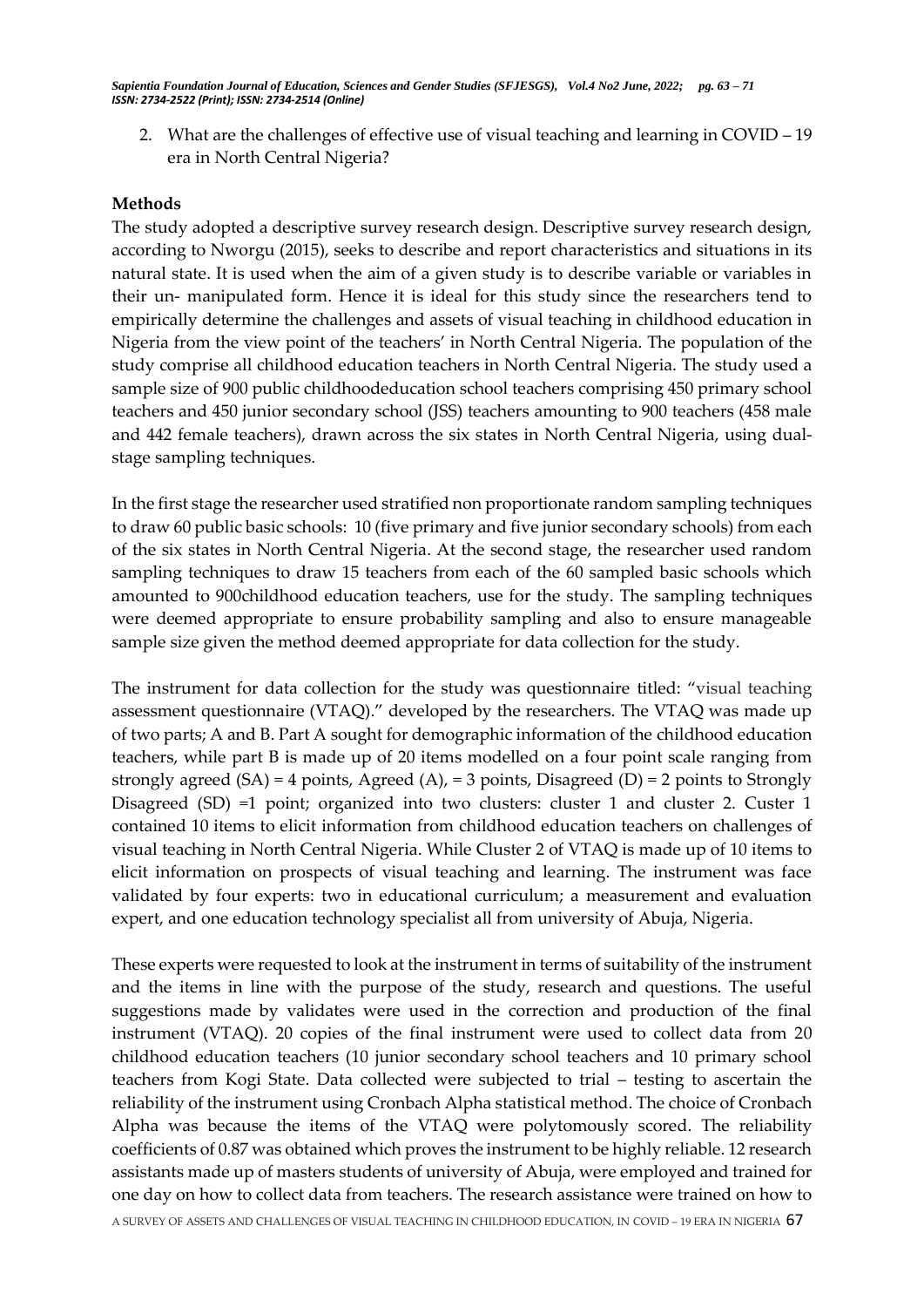2. What are the challenges of effective use of visual teaching and learning in COVID – 19 era in North Central Nigeria?

**Methods**

The study adopted a descriptive survey research design. Descriptive survey research design, according to Nworgu (2015), seeks to describe and report characteristics and situations in its natural state. It is used when the aim of a given study is to describe variable or variables in their un- manipulated form. Hence it is ideal for this study since the researchers tend to empirically determine the challenges and assets of visual teaching in childhood education in Nigeria from the view point of the teachers' in North Central Nigeria. The population of the study comprise all childhood education teachers in North Central Nigeria. The study used a sample size of 900 public childhoodeducation school teachers comprising 450 primary school teachers and 450 junior secondary school (JSS) teachers amounting to 900 teachers (458 male and 442 female teachers), drawn across the six states in North Central Nigeria, using dual-stage sampling techniques.

In the first stage the researcher used stratified non proportionate random sampling techniques to draw 60 public basic schools: 10 (five primary and five junior secondary schools) from each of the six states in North Central Nigeria. At the second stage, the researcher used random sampling techniques to draw 15 teachers from each of the 60 sampled basic schools which amounted to 900childhood education teachers, use for the study. The sampling techniques were deemed appropriate to ensure probability sampling and also to ensure manageable sample size given the method deemed appropriate for data collection for the study.

The instrument for data collection for the study was questionnaire titled: "visual teaching assessment questionnaire (VTAQ)." developed by the researchers. The VTAQ was made up of two parts; A and B. Part A sought for demographic information of the childhood education teachers, while part B is made up of 20 items modelled on a four point scale ranging from strongly agreed (SA) = 4 points, Agreed (A), = 3 points, Disagreed (D) = 2 points to Strongly Disagreed (SD) =1 point; organized into two clusters: cluster 1 and cluster 2. Custer 1 contained 10 items to elicit information from childhood education teachers on challenges of visual teaching in North Central Nigeria. While Cluster 2 of VTAQ is made up of 10 items to elicit information on prospects of visual teaching and learning. The instrument was face validated by four experts: two in educational curriculum; a measurement and evaluation expert, and one education technology specialist all from university of Abuja, Nigeria.

These experts were requested to look at the instrument in terms of suitability of the instrument and the items in line with the purpose of the study, research and questions. The useful suggestions made by validates were used in the correction and production of the final instrument (VTAQ). 20 copies of the final instrument were used to collect data from 20 childhood education teachers (10 junior secondary school teachers and 10 primary school teachers from Kogi State. Data collected were subjected to trial – testing to ascertain the reliability of the instrument using Cronbach Alpha statistical method. The choice of Cronbach Alpha was because the items of the VTAQ were polytomously scored. The reliability coefficients of 0.87 was obtained which proves the instrument to be highly reliable. 12 research assistants made up of masters students of university of Abuja, were employed and trained for one day on how to collect data from teachers. The research assistance were trained on how to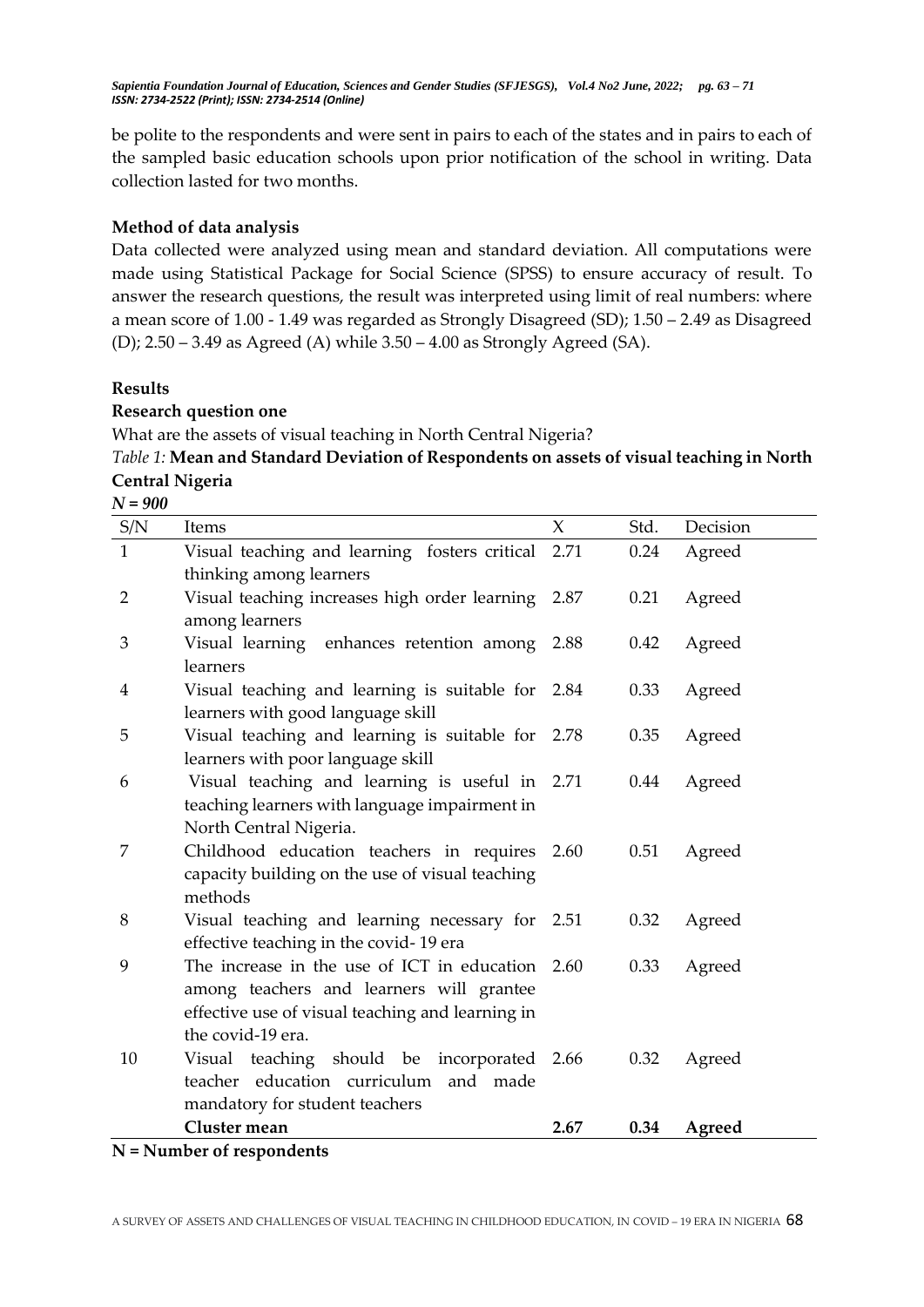be polite to the respondents and were sent in pairs to each of the states and in pairs to each of the sampled basic education schools upon prior notification of the school in writing. Data collection lasted for two months.

**Method of data analysis**

Data collected were analyzed using mean and standard deviation. All computations were made using Statistical Package for Social Science (SPSS) to ensure accuracy of result. To answer the research questions, the result was interpreted using limit of real numbers: where a mean score of 1.00 - 1.49 was regarded as Strongly Disagreed (SD); 1.50 – 2.49 as Disagreed (D); 2.50 – 3.49 as Agreed (A) while 3.50 – 4.00 as Strongly Agreed (SA).

**Results**

**Research question one**

What are the assets of visual teaching in North Central Nigeria?

*Table 1:* **Mean and Standard Deviation of Respondents on assets of visual teaching in North Central Nigeria**

*N = 900*

| S/N | Items | X | Std. | Decision |
|---|---|---|---|---|
| 1 | Visual teaching and learning fosters critical thinking among learners | 2.71 | 0.24 | Agreed |
| 2 | Visual teaching increases high order learning among learners | 2.87 | 0.21 | Agreed |
| 3 | Visual learning enhances retention among learners | 2.88 | 0.42 | Agreed |
| 4 | Visual teaching and learning is suitable for learners with good language skill | 2.84 | 0.33 | Agreed |
| 5 | Visual teaching and learning is suitable for learners with poor language skill | 2.78 | 0.35 | Agreed |
| 6 | Visual teaching and learning is useful in teaching learners with language impairment in North Central Nigeria. | 2.71 | 0.44 | Agreed |
| 7 | Childhood education teachers in requires capacity building on the use of visual teaching methods | 2.60 | 0.51 | Agreed |
| 8 | Visual teaching and learning necessary for effective teaching in the covid- 19 era | 2.51 | 0.32 | Agreed |
| 9 | The increase in the use of ICT in education among teachers and learners will grantee effective use of visual teaching and learning in the covid-19 era. | 2.60 | 0.33 | Agreed |
| 10 | Visual teaching should be incorporated teacher education curriculum and made mandatory for student teachers | 2.66 | 0.32 | Agreed |
| | **Cluster mean** | **2.67** | **0.34** | **Agreed** |

**N = Number of respondents**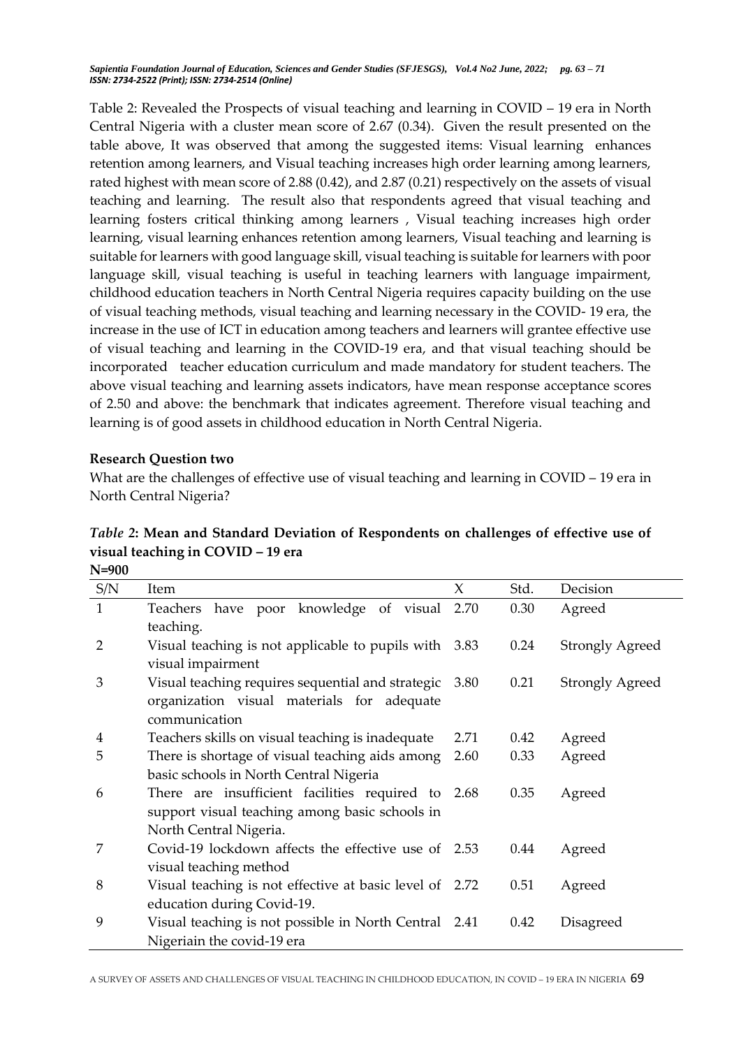Table 2: Revealed the Prospects of visual teaching and learning in COVID – 19 era in North Central Nigeria with a cluster mean score of 2.67 (0.34). Given the result presented on the table above, It was observed that among the suggested items: Visual learning enhances retention among learners, and Visual teaching increases high order learning among learners, rated highest with mean score of 2.88 (0.42), and 2.87 (0.21) respectively on the assets of visual teaching and learning. The result also that respondents agreed that visual teaching and learning fosters critical thinking among learners , Visual teaching increases high order learning, visual learning enhances retention among learners, Visual teaching and learning is suitable for learners with good language skill, visual teaching is suitable for learners with poor language skill, visual teaching is useful in teaching learners with language impairment, childhood education teachers in North Central Nigeria requires capacity building on the use of visual teaching methods, visual teaching and learning necessary in the COVID- 19 era, the increase in the use of ICT in education among teachers and learners will grantee effective use of visual teaching and learning in the COVID-19 era, and that visual teaching should be incorporated teacher education curriculum and made mandatory for student teachers. The above visual teaching and learning assets indicators, have mean response acceptance scores of 2.50 and above: the benchmark that indicates agreement. Therefore visual teaching and learning is of good assets in childhood education in North Central Nigeria.

**Research Question two**

What are the challenges of effective use of visual teaching and learning in COVID – 19 era in North Central Nigeria?

***Table 2*: Mean and Standard Deviation of Respondents on challenges of effective use of visual teaching in COVID – 19 era**

**N=900**

| S/N | Item | X | Std. | Decision |
|---|---|---|---|---|
| 1 | Teachers have poor knowledge of visual teaching. | 2.70 | 0.30 | Agreed |
| 2 | Visual teaching is not applicable to pupils with visual impairment | 3.83 | 0.24 | Strongly Agreed |
| 3 | Visual teaching requires sequential and strategic organization visual materials for adequate communication | 3.80 | 0.21 | Strongly Agreed |
| 4 | Teachers skills on visual teaching is inadequate | 2.71 | 0.42 | Agreed |
| 5 | There is shortage of visual teaching aids among basic schools in North Central Nigeria | 2.60 | 0.33 | Agreed |
| 6 | There are insufficient facilities required to support visual teaching among basic schools in North Central Nigeria. | 2.68 | 0.35 | Agreed |
| 7 | Covid-19 lockdown affects the effective use of visual teaching method | 2.53 | 0.44 | Agreed |
| 8 | Visual teaching is not effective at basic level of education during Covid-19. | 2.72 | 0.51 | Agreed |
| 9 | Visual teaching is not possible in North Central Nigeriain the covid-19 era | 2.41 | 0.42 | Disagreed |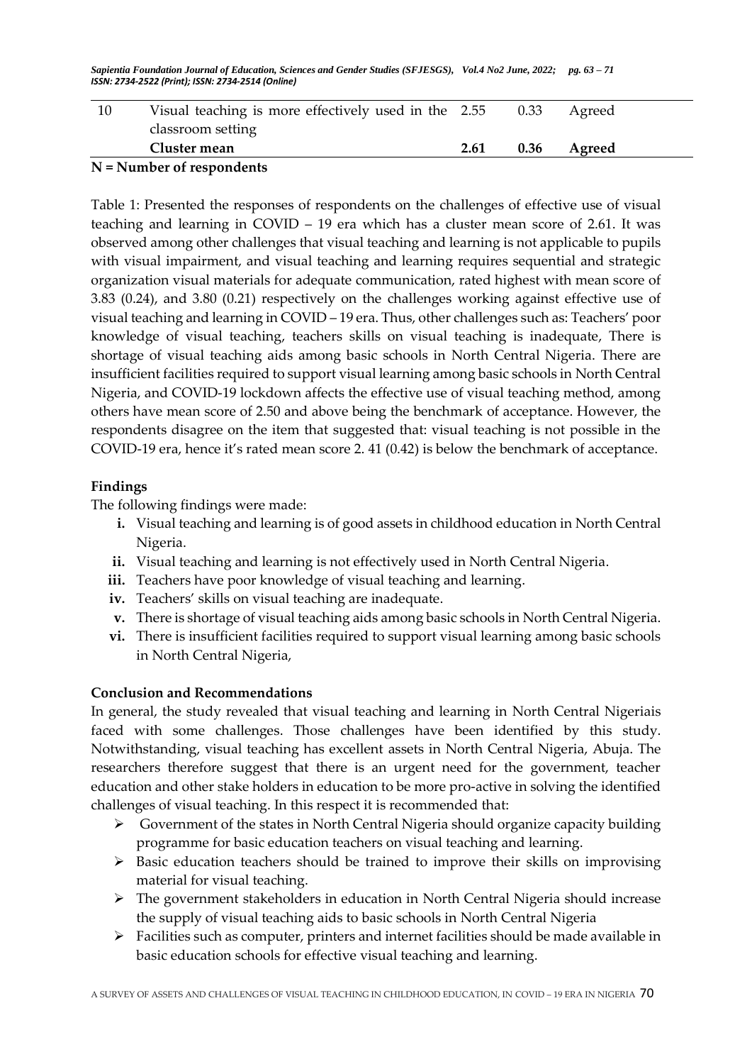| 10 | Visual teaching is more effectively used in the classroom setting | 2.55 | 0.33 | Agreed |
|---|---|---|---|---|
| | **Cluster mean** | **2.61** | **0.36** | **Agreed** |

**N = Number of respondents**

Table 1: Presented the responses of respondents on the challenges of effective use of visual teaching and learning in COVID – 19 era which has a cluster mean score of 2.61. It was observed among other challenges that visual teaching and learning is not applicable to pupils with visual impairment, and visual teaching and learning requires sequential and strategic organization visual materials for adequate communication, rated highest with mean score of 3.83 (0.24), and 3.80 (0.21) respectively on the challenges working against effective use of visual teaching and learning in COVID – 19 era. Thus, other challenges such as: Teachers' poor knowledge of visual teaching, teachers skills on visual teaching is inadequate, There is shortage of visual teaching aids among basic schools in North Central Nigeria. There are insufficient facilities required to support visual learning among basic schools in North Central Nigeria, and COVID-19 lockdown affects the effective use of visual teaching method, among others have mean score of 2.50 and above being the benchmark of acceptance. However, the respondents disagree on the item that suggested that: visual teaching is not possible in the COVID-19 era, hence it's rated mean score 2. 41 (0.42) is below the benchmark of acceptance.

**Findings**

The following findings were made:

i. Visual teaching and learning is of good assets in childhood education in North Central Nigeria.
ii. Visual teaching and learning is not effectively used in North Central Nigeria.
iii. Teachers have poor knowledge of visual teaching and learning.
iv. Teachers' skills on visual teaching are inadequate.
v. There is shortage of visual teaching aids among basic schools in North Central Nigeria.
vi. There is insufficient facilities required to support visual learning among basic schools in North Central Nigeria,

**Conclusion and Recommendations**

In general, the study revealed that visual teaching and learning in North Central Nigeriais faced with some challenges. Those challenges have been identified by this study. Notwithstanding, visual teaching has excellent assets in North Central Nigeria, Abuja. The researchers therefore suggest that there is an urgent need for the government, teacher education and other stake holders in education to be more pro-active in solving the identified challenges of visual teaching. In this respect it is recommended that:

- Government of the states in North Central Nigeria should organize capacity building programme for basic education teachers on visual teaching and learning.
- Basic education teachers should be trained to improve their skills on improvising material for visual teaching.
- The government stakeholders in education in North Central Nigeria should increase the supply of visual teaching aids to basic schools in North Central Nigeria
- Facilities such as computer, printers and internet facilities should be made available in basic education schools for effective visual teaching and learning.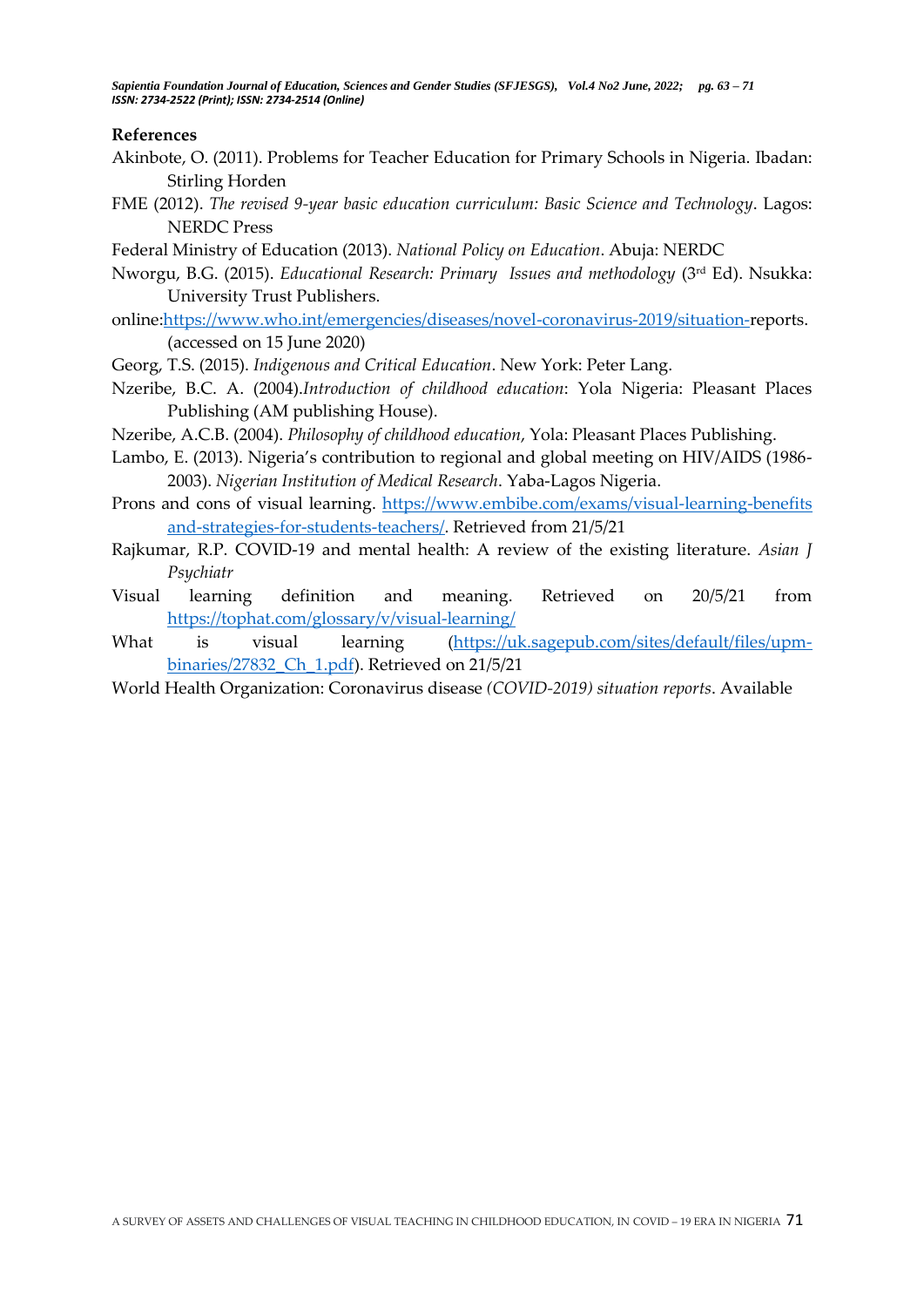## References

Akinbote, O. (2011). Problems for Teacher Education for Primary Schools in Nigeria. Ibadan: Stirling Horden

FME (2012). *The revised 9-year basic education curriculum: Basic Science and Technology*. Lagos: NERDC Press

Federal Ministry of Education (2013). *National Policy on Education*. Abuja: NERDC

Nworgu, B.G. (2015). *Educational Research: Primary Issues and methodology* (3rd Ed). Nsukka: University Trust Publishers.

online:https://www.who.int/emergencies/diseases/novel-coronavirus-2019/situation-reports. (accessed on 15 June 2020)

Georg, T.S. (2015). *Indigenous and Critical Education*. New York: Peter Lang.

Nzeribe, B.C. A. (2004).*Introduction of childhood education*: Yola Nigeria: Pleasant Places Publishing (AM publishing House).

Nzeribe, A.C.B. (2004). *Philosophy of childhood education*, Yola: Pleasant Places Publishing.

Lambo, E. (2013). Nigeria's contribution to regional and global meeting on HIV/AIDS (1986-2003). *Nigerian Institution of Medical Research*. Yaba-Lagos Nigeria.

Prons and cons of visual learning. https://www.embibe.com/exams/visual-learning-benefits and-strategies-for-students-teachers/. Retrieved from 21/5/21

Rajkumar, R.P. COVID-19 and mental health: A review of the existing literature. *Asian J Psychiatr*

Visual learning definition and meaning. Retrieved on 20/5/21 from https://tophat.com/glossary/v/visual-learning/

What is visual learning (https://uk.sagepub.com/sites/default/files/upm-binaries/27832_Ch_1.pdf). Retrieved on 21/5/21

World Health Organization: Coronavirus disease *(COVID-2019) situation reports*. Available